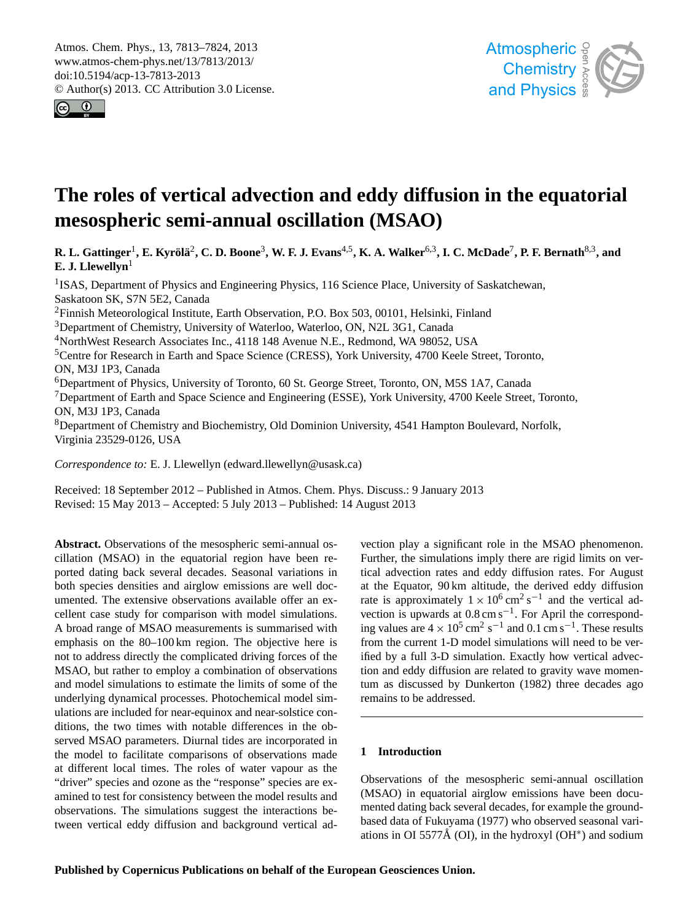# The roles of vertical advection and eddy diffusion in the equatorial mesospheric semi-annual oscillation (MSAO)

**R. L. Gattinger[1], E. Kyrölä[2], C. D. Boone[3], W. F. J. Evans[4,5], K. A. Walker[6,3], I. C. McDade[7], P. F. Bernath[8,3], and E. J. Llewellyn[1]**

[1]ISAS, Department of Physics and Engineering Physics, 116 Science Place, University of Saskatchewan, Saskatoon SK, S7N 5E2, Canada

[2]Finnish Meteorological Institute, Earth Observation, P.O. Box 503, 00101, Helsinki, Finland

[3]Department of Chemistry, University of Waterloo, Waterloo, ON, N2L 3G1, Canada

[4]NorthWest Research Associates Inc., 4118 148 Avenue N.E., Redmond, WA 98052, USA

[5]Centre for Research in Earth and Space Science (CRESS), York University, 4700 Keele Street, Toronto, ON, M3J 1P3, Canada

[6]Department of Physics, University of Toronto, 60 St. George Street, Toronto, ON, M5S 1A7, Canada

[7]Department of Earth and Space Science and Engineering (ESSE), York University, 4700 Keele Street, Toronto, ON, M3J 1P3, Canada

[8]Department of Chemistry and Biochemistry, Old Dominion University, 4541 Hampton Boulevard, Norfolk, Virginia 23529-0126, USA

*Correspondence to:* E. J. Llewellyn (edward.llewellyn@usask.ca)

Received: 18 September 2012 – Published in Atmos. Chem. Phys. Discuss.: 9 January 2013
Revised: 15 May 2013 – Accepted: 5 July 2013 – Published: 14 August 2013

**Abstract.** Observations of the mesospheric semi-annual oscillation (MSAO) in the equatorial region have been reported dating back several decades. Seasonal variations in both species densities and airglow emissions are well documented. The extensive observations available offer an excellent case study for comparison with model simulations. A broad range of MSAO measurements is summarised with emphasis on the 80–100 km region. The objective here is not to address directly the complicated driving forces of the MSAO, but rather to employ a combination of observations and model simulations to estimate the limits of some of the underlying dynamical processes. Photochemical model simulations are included for near-equinox and near-solstice conditions, the two times with notable differences in the observed MSAO parameters. Diurnal tides are incorporated in the model to facilitate comparisons of observations made at different local times. The roles of water vapour as the "driver" species and ozone as the "response" species are examined to test for consistency between the model results and observations. The simulations suggest the interactions between vertical eddy diffusion and background vertical advection play a significant role in the MSAO phenomenon. Further, the simulations imply there are rigid limits on vertical advection rates and eddy diffusion rates. For August at the Equator, 90 km altitude, the derived eddy diffusion rate is approximately $1 \times 10^6\,\mathrm{cm^2\,s^{-1}}$ and the vertical advection is upwards at $0.8\,\mathrm{cm\,s^{-1}}$. For April the corresponding values are $4 \times 10^5\,\mathrm{cm^2\,s^{-1}}$ and $0.1\,\mathrm{cm\,s^{-1}}$. These results from the current 1-D model simulations will need to be verified by a full 3-D simulation. Exactly how vertical advection and eddy diffusion are related to gravity wave momentum as discussed by Dunkerton (1982) three decades ago remains to be addressed.

## 1 Introduction

Observations of the mesospheric semi-annual oscillation (MSAO) in equatorial airglow emissions have been documented dating back several decades, for example the ground-based data of Fukuyama (1977) who observed seasonal variations in OI 5577Å (OI), in the hydroxyl ($OH^*$) and sodium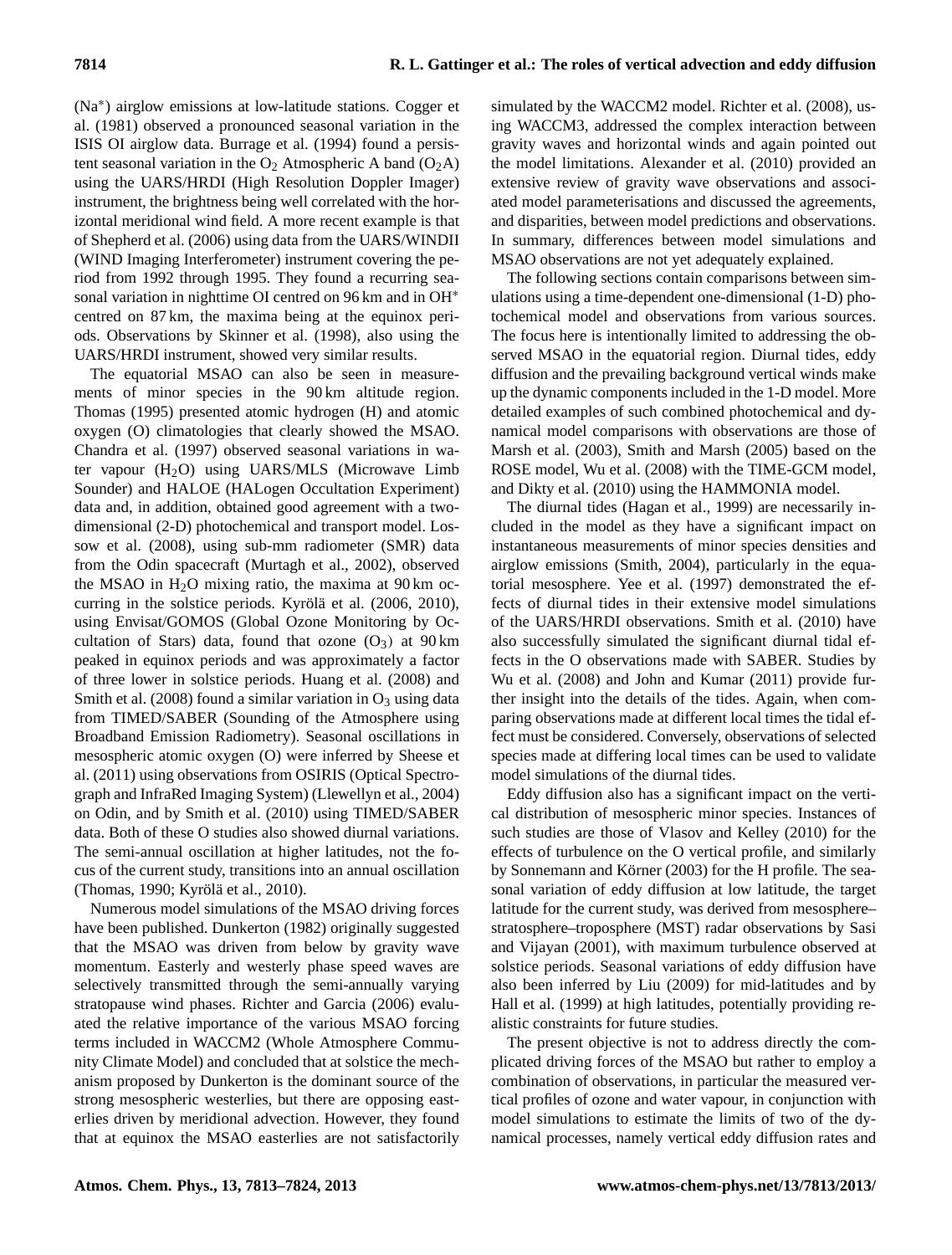($Na^*$) airglow emissions at low-latitude stations. Cogger et al. (1981) observed a pronounced seasonal variation in the ISIS OI airglow data. Burrage et al. (1994) found a persistent seasonal variation in the $O_2$ Atmospheric A band ($O_2A$) using the UARS/HRDI (High Resolution Doppler Imager) instrument, the brightness being well correlated with the horizontal meridional wind field. A more recent example is that of Shepherd et al. (2006) using data from the UARS/WINDII (WIND Imaging Interferometer) instrument covering the period from 1992 through 1995. They found a recurring seasonal variation in nighttime OI centred on 96 km and in $OH^*$ centred on 87 km, the maxima being at the equinox periods. Observations by Skinner et al. (1998), also using the UARS/HRDI instrument, showed very similar results.

The equatorial MSAO can also be seen in measurements of minor species in the 90 km altitude region. Thomas (1995) presented atomic hydrogen (H) and atomic oxygen (O) climatologies that clearly showed the MSAO. Chandra et al. (1997) observed seasonal variations in water vapour ($H_2O$) using UARS/MLS (Microwave Limb Sounder) and HALOE (HALogen Occultation Experiment) data and, in addition, obtained good agreement with a two-dimensional (2-D) photochemical and transport model. Lossow et al. (2008), using sub-mm radiometer (SMR) data from the Odin spacecraft (Murtagh et al., 2002), observed the MSAO in $H_2O$ mixing ratio, the maxima at 90 km occurring in the solstice periods. Kyrölä et al. (2006, 2010), using Envisat/GOMOS (Global Ozone Monitoring by Occultation of Stars) data, found that ozone ($O_3$) at 90 km peaked in equinox periods and was approximately a factor of three lower in solstice periods. Huang et al. (2008) and Smith et al. (2008) found a similar variation in $O_3$ using data from TIMED/SABER (Sounding of the Atmosphere using Broadband Emission Radiometry). Seasonal oscillations in mesospheric atomic oxygen (O) were inferred by Sheese et al. (2011) using observations from OSIRIS (Optical Spectrograph and InfraRed Imaging System) (Llewellyn et al., 2004) on Odin, and by Smith et al. (2010) using TIMED/SABER data. Both of these O studies also showed diurnal variations. The semi-annual oscillation at higher latitudes, not the focus of the current study, transitions into an annual oscillation (Thomas, 1990; Kyrölä et al., 2010).

Numerous model simulations of the MSAO driving forces have been published. Dunkerton (1982) originally suggested that the MSAO was driven from below by gravity wave momentum. Easterly and westerly phase speed waves are selectively transmitted through the semi-annually varying stratopause wind phases. Richter and Garcia (2006) evaluated the relative importance of the various MSAO forcing terms included in WACCM2 (Whole Atmosphere Community Climate Model) and concluded that at solstice the mechanism proposed by Dunkerton is the dominant source of the strong mesospheric westerlies, but there are opposing easterlies driven by meridional advection. However, they found that at equinox the MSAO easterlies are not satisfactorily simulated by the WACCM2 model. Richter et al. (2008), using WACCM3, addressed the complex interaction between gravity waves and horizontal winds and again pointed out the model limitations. Alexander et al. (2010) provided an extensive review of gravity wave observations and associated model parameterisations and discussed the agreements, and disparities, between model predictions and observations. In summary, differences between model simulations and MSAO observations are not yet adequately explained.

The following sections contain comparisons between simulations using a time-dependent one-dimensional (1-D) photochemical model and observations from various sources. The focus here is intentionally limited to addressing the observed MSAO in the equatorial region. Diurnal tides, eddy diffusion and the prevailing background vertical winds make up the dynamic components included in the 1-D model. More detailed examples of such combined photochemical and dynamical model comparisons with observations are those of Marsh et al. (2003), Smith and Marsh (2005) based on the ROSE model, Wu et al. (2008) with the TIME-GCM model, and Dikty et al. (2010) using the HAMMONIA model.

The diurnal tides (Hagan et al., 1999) are necessarily included in the model as they have a significant impact on instantaneous measurements of minor species densities and airglow emissions (Smith, 2004), particularly in the equatorial mesosphere. Yee et al. (1997) demonstrated the effects of diurnal tides in their extensive model simulations of the UARS/HRDI observations. Smith et al. (2010) have also successfully simulated the significant diurnal tidal effects in the O observations made with SABER. Studies by Wu et al. (2008) and John and Kumar (2011) provide further insight into the details of the tides. Again, when comparing observations made at different local times the tidal effect must be considered. Conversely, observations of selected species made at differing local times can be used to validate model simulations of the diurnal tides.

Eddy diffusion also has a significant impact on the vertical distribution of mesospheric minor species. Instances of such studies are those of Vlasov and Kelley (2010) for the effects of turbulence on the O vertical profile, and similarly by Sonnemann and Körner (2003) for the H profile. The seasonal variation of eddy diffusion at low latitude, the target latitude for the current study, was derived from mesosphere–stratosphere–troposphere (MST) radar observations by Sasi and Vijayan (2001), with maximum turbulence observed at solstice periods. Seasonal variations of eddy diffusion have also been inferred by Liu (2009) for mid-latitudes and by Hall et al. (1999) at high latitudes, potentially providing realistic constraints for future studies.

The present objective is not to address directly the complicated driving forces of the MSAO but rather to employ a combination of observations, in particular the measured vertical profiles of ozone and water vapour, in conjunction with model simulations to estimate the limits of two of the dynamical processes, namely vertical eddy diffusion rates and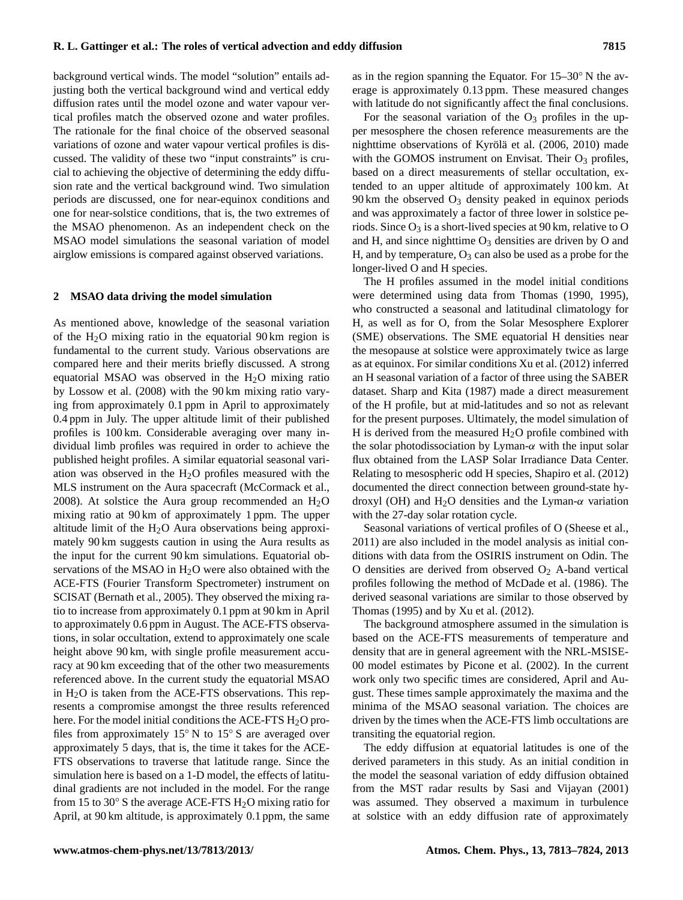background vertical winds. The model "solution" entails adjusting both the vertical background wind and vertical eddy diffusion rates until the model ozone and water vapour vertical profiles match the observed ozone and water profiles. The rationale for the final choice of the observed seasonal variations of ozone and water vapour vertical profiles is discussed. The validity of these two "input constraints" is crucial to achieving the objective of determining the eddy diffusion rate and the vertical background wind. Two simulation periods are discussed, one for near-equinox conditions and one for near-solstice conditions, that is, the two extremes of the MSAO phenomenon. As an independent check on the MSAO model simulations the seasonal variation of model airglow emissions is compared against observed variations.

## 2 MSAO data driving the model simulation

As mentioned above, knowledge of the seasonal variation of the $H_2O$ mixing ratio in the equatorial 90 km region is fundamental to the current study. Various observations are compared here and their merits briefly discussed. A strong equatorial MSAO was observed in the $H_2O$ mixing ratio by Lossow et al. (2008) with the 90 km mixing ratio varying from approximately 0.1 ppm in April to approximately 0.4 ppm in July. The upper altitude limit of their published profiles is 100 km. Considerable averaging over many individual limb profiles was required in order to achieve the published height profiles. A similar equatorial seasonal variation was observed in the $H_2O$ profiles measured with the MLS instrument on the Aura spacecraft (McCormack et al., 2008). At solstice the Aura group recommended an $H_2O$ mixing ratio at 90 km of approximately 1 ppm. The upper altitude limit of the $H_2O$ Aura observations being approximately 90 km suggests caution in using the Aura results as the input for the current 90 km simulations. Equatorial observations of the MSAO in $H_2O$ were also obtained with the ACE-FTS (Fourier Transform Spectrometer) instrument on SCISAT (Bernath et al., 2005). They observed the mixing ratio to increase from approximately 0.1 ppm at 90 km in April to approximately 0.6 ppm in August. The ACE-FTS observations, in solar occultation, extend to approximately one scale height above 90 km, with single profile measurement accuracy at 90 km exceeding that of the other two measurements referenced above. In the current study the equatorial MSAO in $H_2O$ is taken from the ACE-FTS observations. This represents a compromise amongst the three results referenced here. For the model initial conditions the ACE-FTS $H_2O$ profiles from approximately 15° N to 15° S are averaged over approximately 5 days, that is, the time it takes for the ACE-FTS observations to traverse that latitude range. Since the simulation here is based on a 1-D model, the effects of latitudinal gradients are not included in the model. For the range from 15 to 30° S the average ACE-FTS $H_2O$ mixing ratio for April, at 90 km altitude, is approximately 0.1 ppm, the same as in the region spanning the Equator. For 15–30° N the average is approximately 0.13 ppm. These measured changes with latitude do not significantly affect the final conclusions.

For the seasonal variation of the $O_3$ profiles in the upper mesosphere the chosen reference measurements are the nighttime observations of Kyrölä et al. (2006, 2010) made with the GOMOS instrument on Envisat. Their $O_3$ profiles, based on a direct measurements of stellar occultation, extended to an upper altitude of approximately 100 km. At 90 km the observed $O_3$ density peaked in equinox periods and was approximately a factor of three lower in solstice periods. Since $O_3$ is a short-lived species at 90 km, relative to O and H, and since nighttime $O_3$ densities are driven by O and H, and by temperature, $O_3$ can also be used as a probe for the longer-lived O and H species.

The H profiles assumed in the model initial conditions were determined using data from Thomas (1990, 1995), who constructed a seasonal and latitudinal climatology for H, as well as for O, from the Solar Mesosphere Explorer (SME) observations. The SME equatorial H densities near the mesopause at solstice were approximately twice as large as at equinox. For similar conditions Xu et al. (2012) inferred an H seasonal variation of a factor of three using the SABER dataset. Sharp and Kita (1987) made a direct measurement of the H profile, but at mid-latitudes and so not as relevant for the present purposes. Ultimately, the model simulation of H is derived from the measured $H_2O$ profile combined with the solar photodissociation by Lyman-$\alpha$ with the input solar flux obtained from the LASP Solar Irradiance Data Center. Relating to mesospheric odd H species, Shapiro et al. (2012) documented the direct connection between ground-state hydroxyl (OH) and $H_2O$ densities and the Lyman-$\alpha$ variation with the 27-day solar rotation cycle.

Seasonal variations of vertical profiles of O (Sheese et al., 2011) are also included in the model analysis as initial conditions with data from the OSIRIS instrument on Odin. The O densities are derived from observed $O_2$ A-band vertical profiles following the method of McDade et al. (1986). The derived seasonal variations are similar to those observed by Thomas (1995) and by Xu et al. (2012).

The background atmosphere assumed in the simulation is based on the ACE-FTS measurements of temperature and density that are in general agreement with the NRL-MSISE-00 model estimates by Picone et al. (2002). In the current work only two specific times are considered, April and August. These times sample approximately the maxima and the minima of the MSAO seasonal variation. The choices are driven by the times when the ACE-FTS limb occultations are transiting the equatorial region.

The eddy diffusion at equatorial latitudes is one of the derived parameters in this study. As an initial condition in the model the seasonal variation of eddy diffusion obtained from the MST radar results by Sasi and Vijayan (2001) was assumed. They observed a maximum in turbulence at solstice with an eddy diffusion rate of approximately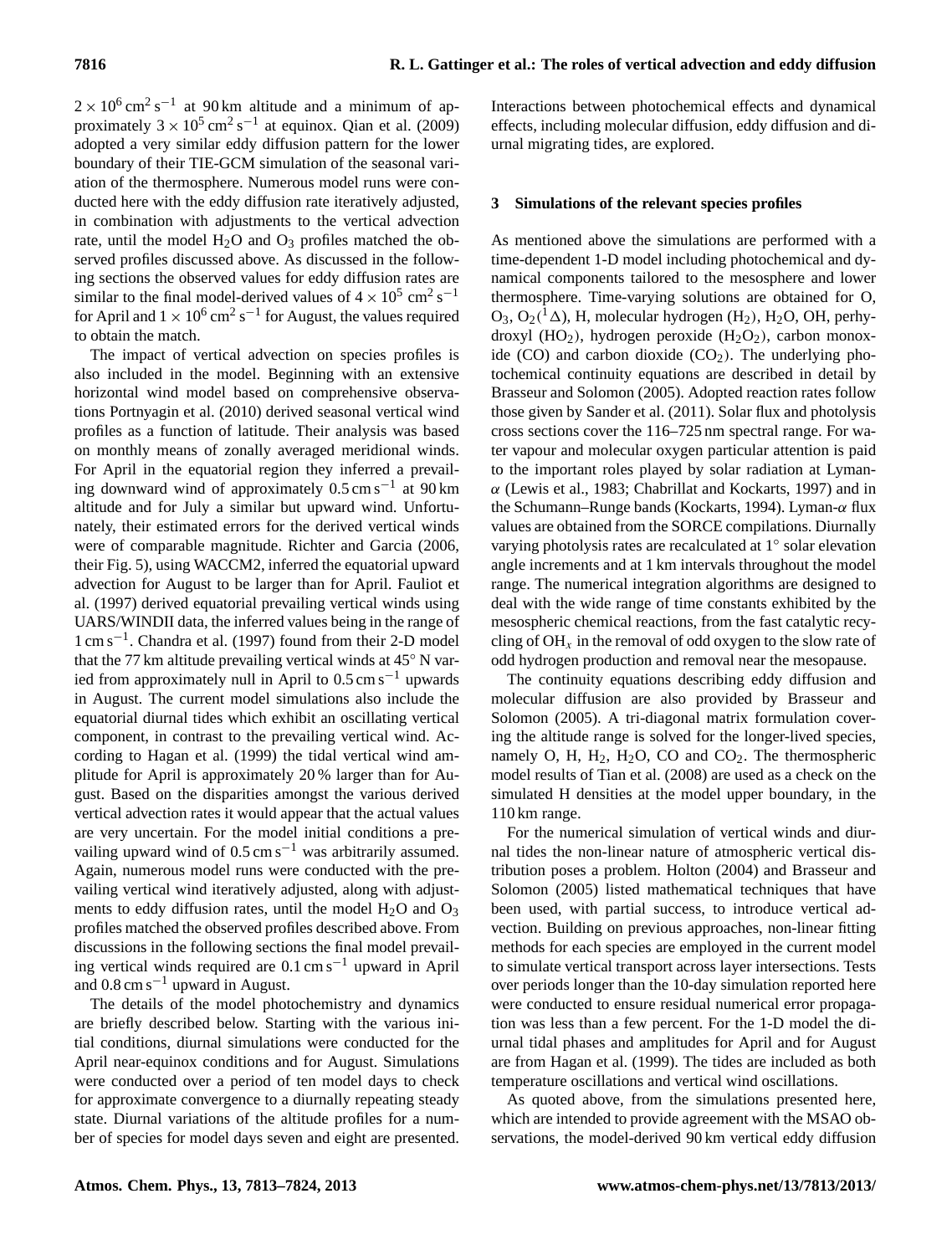$2 \times 10^6\,\mathrm{cm^2\,s^{-1}}$ at 90 km altitude and a minimum of approximately $3 \times 10^5\,\mathrm{cm^2\,s^{-1}}$ at equinox. Qian et al. (2009) adopted a very similar eddy diffusion pattern for the lower boundary of their TIE-GCM simulation of the seasonal variation of the thermosphere. Numerous model runs were conducted here with the eddy diffusion rate iteratively adjusted, in combination with adjustments to the vertical advection rate, until the model $H_2O$ and $O_3$ profiles matched the observed profiles discussed above. As discussed in the following sections the observed values for eddy diffusion rates are similar to the final model-derived values of $4 \times 10^5\,\mathrm{cm^2\,s^{-1}}$ for April and $1 \times 10^6\,\mathrm{cm^2\,s^{-1}}$ for August, the values required to obtain the match.

The impact of vertical advection on species profiles is also included in the model. Beginning with an extensive horizontal wind model based on comprehensive observations Portnyagin et al. (2010) derived seasonal vertical wind profiles as a function of latitude. Their analysis was based on monthly means of zonally averaged meridional winds. For April in the equatorial region they inferred a prevailing downward wind of approximately $0.5\,\mathrm{cm\,s^{-1}}$ at 90 km altitude and for July a similar but upward wind. Unfortunately, their estimated errors for the derived vertical winds were of comparable magnitude. Richter and Garcia (2006, their Fig. 5), using WACCM2, inferred the equatorial upward advection for August to be larger than for April. Fauliot et al. (1997) derived equatorial prevailing vertical winds using UARS/WINDII data, the inferred values being in the range of $1\,\mathrm{cm\,s^{-1}}$. Chandra et al. (1997) found from their 2-D model that the 77 km altitude prevailing vertical winds at 45° N varied from approximately null in April to $0.5\,\mathrm{cm\,s^{-1}}$ upwards in August. The current model simulations also include the equatorial diurnal tides which exhibit an oscillating vertical component, in contrast to the prevailing vertical wind. According to Hagan et al. (1999) the tidal vertical wind amplitude for April is approximately 20 % larger than for August. Based on the disparities amongst the various derived vertical advection rates it would appear that the actual values are very uncertain. For the model initial conditions a prevailing upward wind of $0.5\,\mathrm{cm\,s^{-1}}$ was arbitrarily assumed. Again, numerous model runs were conducted with the prevailing vertical wind iteratively adjusted, along with adjustments to eddy diffusion rates, until the model $H_2O$ and $O_3$ profiles matched the observed profiles described above. From discussions in the following sections the final model prevailing vertical winds required are $0.1\,\mathrm{cm\,s^{-1}}$ upward in April and $0.8\,\mathrm{cm\,s^{-1}}$ upward in August.

The details of the model photochemistry and dynamics are briefly described below. Starting with the various initial conditions, diurnal simulations were conducted for the April near-equinox conditions and for August. Simulations were conducted over a period of ten model days to check for approximate convergence to a diurnally repeating steady state. Diurnal variations of the altitude profiles for a number of species for model days seven and eight are presented. Interactions between photochemical effects and dynamical effects, including molecular diffusion, eddy diffusion and diurnal migrating tides, are explored.

## 3 Simulations of the relevant species profiles

As mentioned above the simulations are performed with a time-dependent 1-D model including photochemical and dynamical components tailored to the mesosphere and lower thermosphere. Time-varying solutions are obtained for O, $O_3$, $O_2(^1\Delta)$, H, molecular hydrogen ($H_2$), $H_2O$, OH, perhydroxyl ($HO_2$), hydrogen peroxide ($H_2O_2$), carbon monoxide (CO) and carbon dioxide ($CO_2$). The underlying photochemical continuity equations are described in detail by Brasseur and Solomon (2005). Adopted reaction rates follow those given by Sander et al. (2011). Solar flux and photolysis cross sections cover the 116–725 nm spectral range. For water vapour and molecular oxygen particular attention is paid to the important roles played by solar radiation at Lyman-$\alpha$ (Lewis et al., 1983; Chabrillat and Kockarts, 1997) and in the Schumann–Runge bands (Kockarts, 1994). Lyman-$\alpha$ flux values are obtained from the SORCE compilations. Diurnally varying photolysis rates are recalculated at 1° solar elevation angle increments and at 1 km intervals throughout the model range. The numerical integration algorithms are designed to deal with the wide range of time constants exhibited by the mesospheric chemical reactions, from the fast catalytic recycling of $OH_x$ in the removal of odd oxygen to the slow rate of odd hydrogen production and removal near the mesopause.

The continuity equations describing eddy diffusion and molecular diffusion are also provided by Brasseur and Solomon (2005). A tri-diagonal matrix formulation covering the altitude range is solved for the longer-lived species, namely O, H, $H_2$, $H_2O$, CO and $CO_2$. The thermospheric model results of Tian et al. (2008) are used as a check on the simulated H densities at the model upper boundary, in the 110 km range.

For the numerical simulation of vertical winds and diurnal tides the non-linear nature of atmospheric vertical distribution poses a problem. Holton (2004) and Brasseur and Solomon (2005) listed mathematical techniques that have been used, with partial success, to introduce vertical advection. Building on previous approaches, non-linear fitting methods for each species are employed in the current model to simulate vertical transport across layer intersections. Tests over periods longer than the 10-day simulation reported here were conducted to ensure residual numerical error propagation was less than a few percent. For the 1-D model the diurnal tidal phases and amplitudes for April and for August are from Hagan et al. (1999). The tides are included as both temperature oscillations and vertical wind oscillations.

As quoted above, from the simulations presented here, which are intended to provide agreement with the MSAO observations, the model-derived 90 km vertical eddy diffusion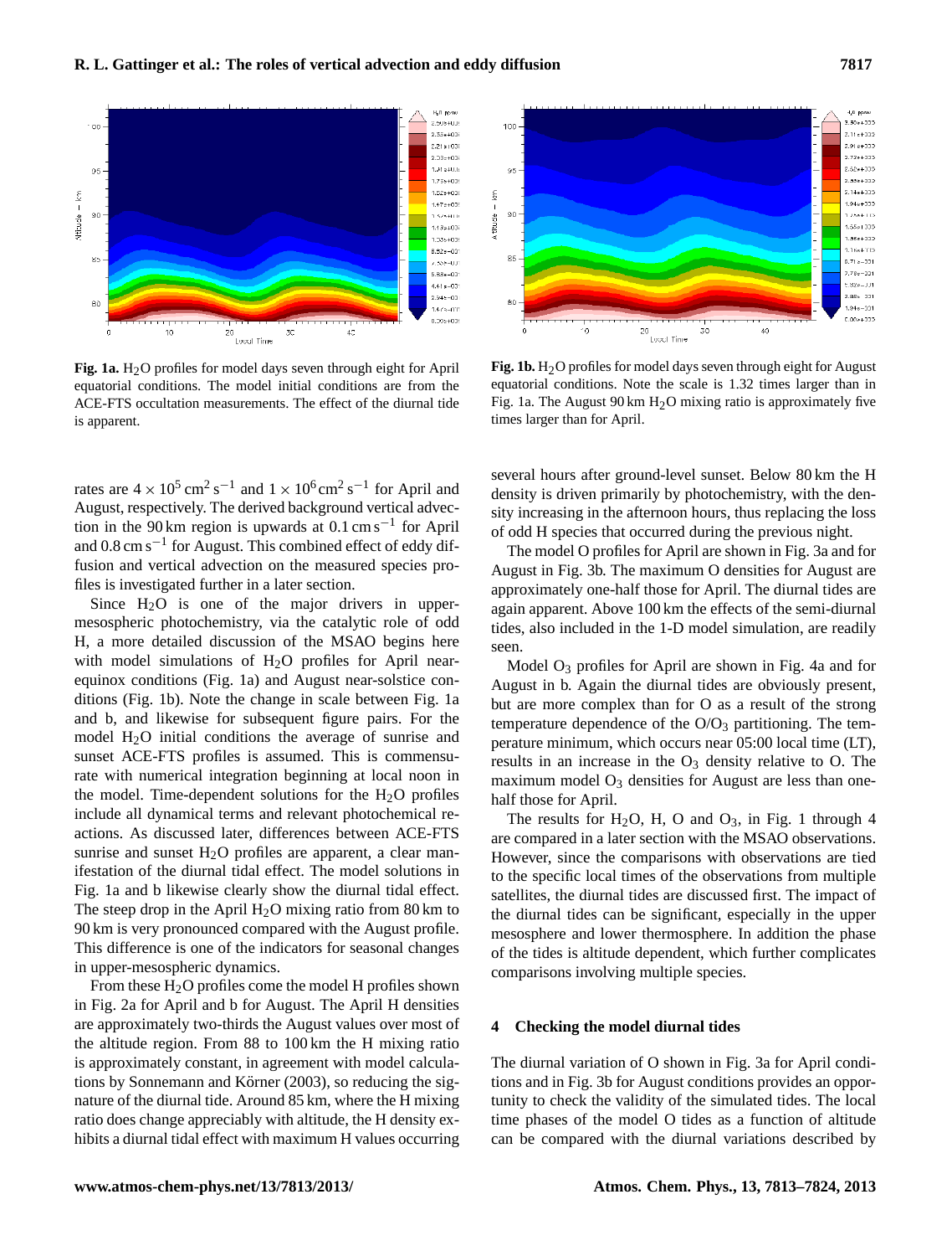**Fig. 1a.** $H_2O$ profiles for model days seven through eight for April equatorial conditions. The model initial conditions are from the ACE-FTS occultation measurements. The effect of the diurnal tide is apparent.

**Fig. 1b.** $H_2O$ profiles for model days seven through eight for August equatorial conditions. Note the scale is 1.32 times larger than in Fig. 1a. The August 90 km $H_2O$ mixing ratio is approximately five times larger than for April.

rates are $4 \times 10^5\,\mathrm{cm}^2\,\mathrm{s}^{-1}$ and $1 \times 10^6\,\mathrm{cm}^2\,\mathrm{s}^{-1}$ for April and August, respectively. The derived background vertical advection in the 90 km region is upwards at $0.1\,\mathrm{cm\,s}^{-1}$ for April and $0.8\,\mathrm{cm\,s}^{-1}$ for August. This combined effect of eddy diffusion and vertical advection on the measured species profiles is investigated further in a later section.

Since $H_2O$ is one of the major drivers in upper-mesospheric photochemistry, via the catalytic role of odd H, a more detailed discussion of the MSAO begins here with model simulations of $H_2O$ profiles for April near-equinox conditions (Fig. 1a) and August near-solstice conditions (Fig. 1b). Note the change in scale between Fig. 1a and b, and likewise for subsequent figure pairs. For the model $H_2O$ initial conditions the average of sunrise and sunset ACE-FTS profiles is assumed. This is commensurate with numerical integration beginning at local noon in the model. Time-dependent solutions for the $H_2O$ profiles include all dynamical terms and relevant photochemical reactions. As discussed later, differences between ACE-FTS sunrise and sunset $H_2O$ profiles are apparent, a clear manifestation of the diurnal tidal effect. The model solutions in Fig. 1a and b likewise clearly show the diurnal tidal effect. The steep drop in the April $H_2O$ mixing ratio from 80 km to 90 km is very pronounced compared with the August profile. This difference is one of the indicators for seasonal changes in upper-mesospheric dynamics.

From these $H_2O$ profiles come the model H profiles shown in Fig. 2a for April and b for August. The April H densities are approximately two-thirds the August values over most of the altitude region. From 88 to 100 km the H mixing ratio is approximately constant, in agreement with model calculations by Sonnemann and Körner (2003), so reducing the signature of the diurnal tide. Around 85 km, where the H mixing ratio does change appreciably with altitude, the H density exhibits a diurnal tidal effect with maximum H values occurring several hours after ground-level sunset. Below 80 km the H density is driven primarily by photochemistry, with the density increasing in the afternoon hours, thus replacing the loss of odd H species that occurred during the previous night.

The model O profiles for April are shown in Fig. 3a and for August in Fig. 3b. The maximum O densities for August are approximately one-half those for April. The diurnal tides are again apparent. Above 100 km the effects of the semi-diurnal tides, also included in the 1-D model simulation, are readily seen.

Model $O_3$ profiles for April are shown in Fig. 4a and for August in b. Again the diurnal tides are obviously present, but are more complex than for O as a result of the strong temperature dependence of the $O/O_3$ partitioning. The temperature minimum, which occurs near 05:00 local time (LT), results in an increase in the $O_3$ density relative to O. The maximum model $O_3$ densities for August are less than one-half those for April.

The results for $H_2O$, H, O and $O_3$, in Fig. 1 through 4 are compared in a later section with the MSAO observations. However, since the comparisons with observations are tied to the specific local times of the observations from multiple satellites, the diurnal tides are discussed first. The impact of the diurnal tides can be significant, especially in the upper mesosphere and lower thermosphere. In addition the phase of the tides is altitude dependent, which further complicates comparisons involving multiple species.

## 4 Checking the model diurnal tides

The diurnal variation of O shown in Fig. 3a for April conditions and in Fig. 3b for August conditions provides an opportunity to check the validity of the simulated tides. The local time phases of the model O tides as a function of altitude can be compared with the diurnal variations described by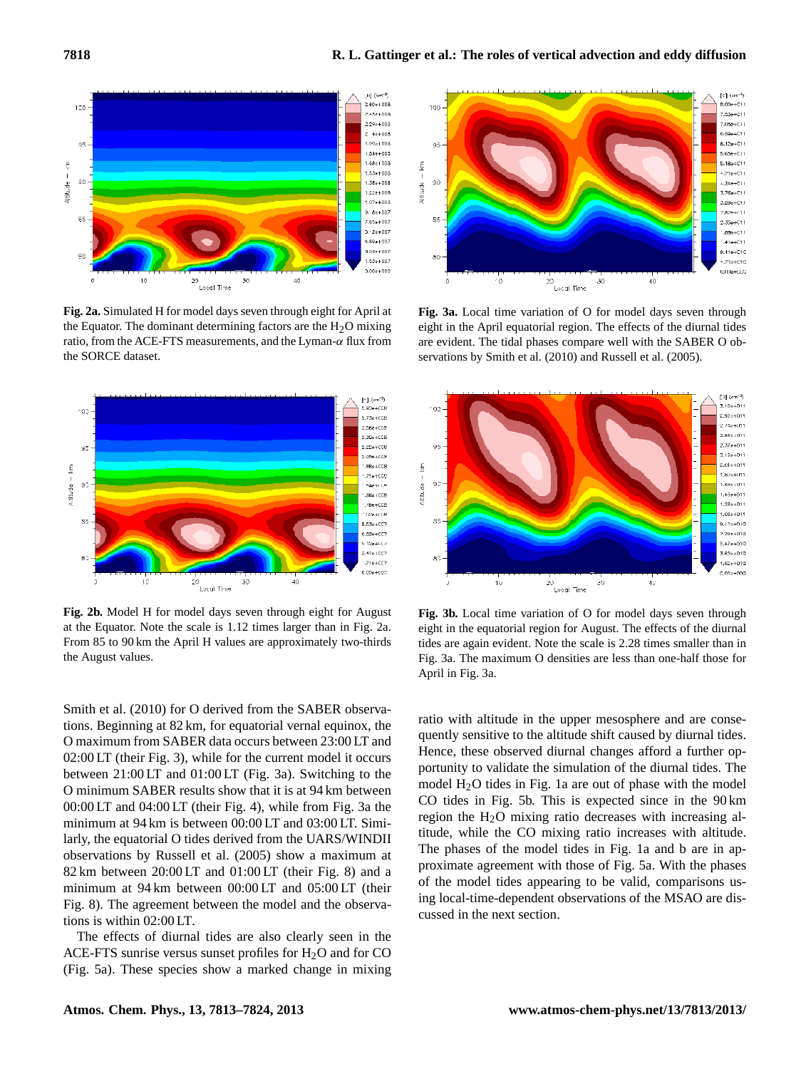**Fig. 2a.** Simulated H for model days seven through eight for April at the Equator. The dominant determining factors are the $H_2O$ mixing ratio, from the ACE-FTS measurements, and the Lyman-$\alpha$ flux from the SORCE dataset.

**Fig. 3a.** Local time variation of O for model days seven through eight in the April equatorial region. The effects of the diurnal tides are evident. The tidal phases compare well with the SABER O observations by Smith et al. (2010) and Russell et al. (2005).

**Fig. 2b.** Model H for model days seven through eight for August at the Equator. Note the scale is 1.12 times larger than in Fig. 2a. From 85 to 90 km the April H values are approximately two-thirds the August values.

**Fig. 3b.** Local time variation of O for model days seven through eight in the equatorial region for August. The effects of the diurnal tides are again evident. Note the scale is 2.28 times smaller than in Fig. 3a. The maximum O densities are less than one-half those for April in Fig. 3a.

Smith et al. (2010) for O derived from the SABER observations. Beginning at 82 km, for equatorial vernal equinox, the O maximum from SABER data occurs between 23:00 LT and 02:00 LT (their Fig. 3), while for the current model it occurs between 21:00 LT and 01:00 LT (Fig. 3a). Switching to the O minimum SABER results show that it is at 94 km between 00:00 LT and 04:00 LT (their Fig. 4), while from Fig. 3a the minimum at 94 km is between 00:00 LT and 03:00 LT. Similarly, the equatorial O tides derived from the UARS/WINDII observations by Russell et al. (2005) show a maximum at 82 km between 20:00 LT and 01:00 LT (their Fig. 8) and a minimum at 94 km between 00:00 LT and 05:00 LT (their Fig. 8). The agreement between the model and the observations is within 02:00 LT.

The effects of diurnal tides are also clearly seen in the ACE-FTS sunrise versus sunset profiles for $H_2O$ and for CO (Fig. 5a). These species show a marked change in mixing ratio with altitude in the upper mesosphere and are consequently sensitive to the altitude shift caused by diurnal tides. Hence, these observed diurnal changes afford a further opportunity to validate the simulation of the diurnal tides. The model $H_2O$ tides in Fig. 1a are out of phase with the model CO tides in Fig. 5b. This is expected since in the 90 km region the $H_2O$ mixing ratio decreases with increasing altitude, while the CO mixing ratio increases with altitude. The phases of the model tides in Fig. 1a and b are in approximate agreement with those of Fig. 5a. With the phases of the model tides appearing to be valid, comparisons using local-time-dependent observations of the MSAO are discussed in the next section.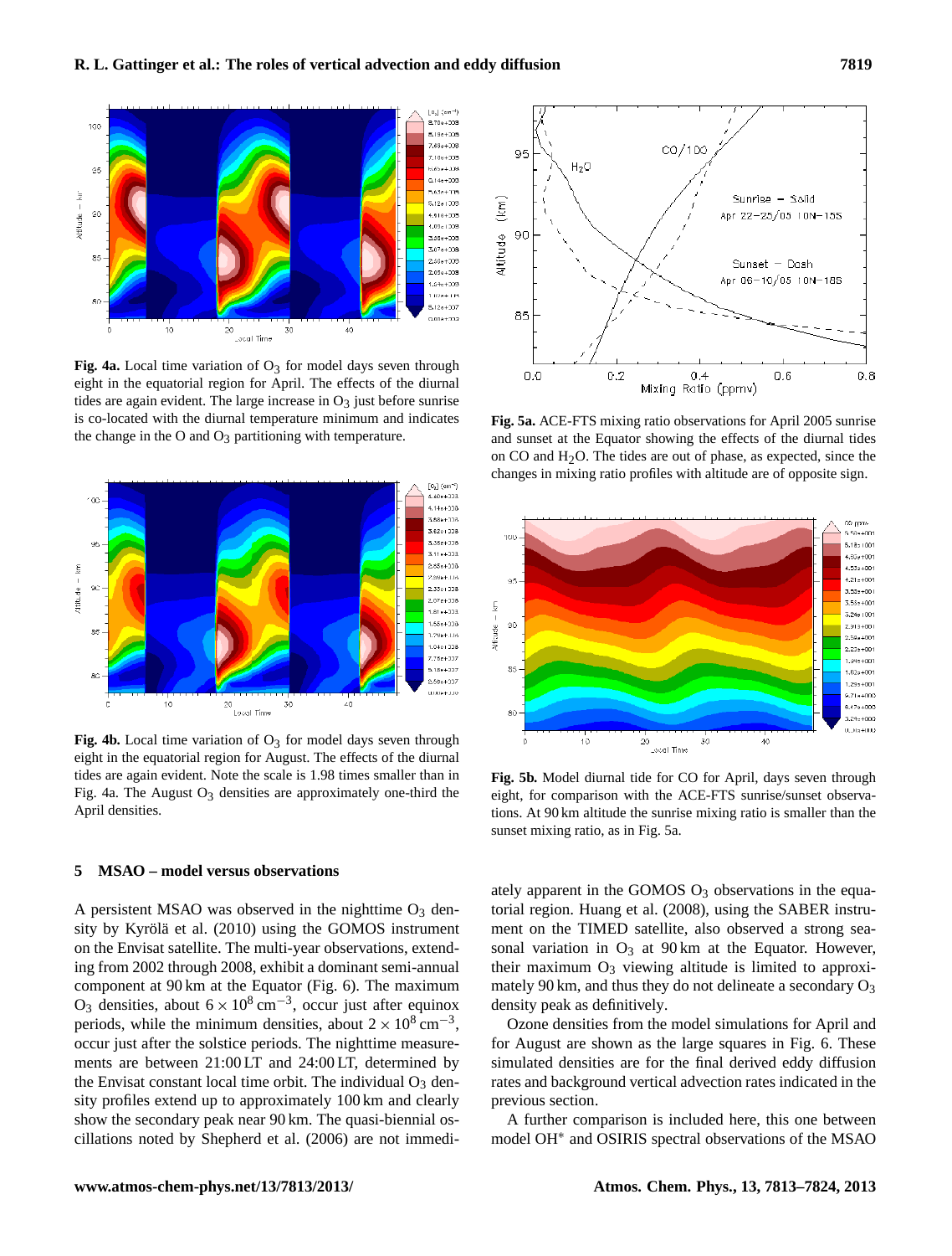**Fig. 4a.** Local time variation of $O_3$ for model days seven through eight in the equatorial region for April. The effects of the diurnal tides are again evident. The large increase in $O_3$ just before sunrise is co-located with the diurnal temperature minimum and indicates the change in the O and $O_3$ partitioning with temperature.

**Fig. 4b.** Local time variation of $O_3$ for model days seven through eight in the equatorial region for August. The effects of the diurnal tides are again evident. Note the scale is 1.98 times smaller than in Fig. 4a. The August $O_3$ densities are approximately one-third the April densities.

**Fig. 5a.** ACE-FTS mixing ratio observations for April 2005 sunrise and sunset at the Equator showing the effects of the diurnal tides on CO and $H_2O$. The tides are out of phase, as expected, since the changes in mixing ratio profiles with altitude are of opposite sign.

**Fig. 5b.** Model diurnal tide for CO for April, days seven through eight, for comparison with the ACE-FTS sunrise/sunset observations. At 90 km altitude the sunrise mixing ratio is smaller than the sunset mixing ratio, as in Fig. 5a.

## 5 MSAO – model versus observations

A persistent MSAO was observed in the nighttime $O_3$ density by Kyrölä et al. (2010) using the GOMOS instrument on the Envisat satellite. The multi-year observations, extending from 2002 through 2008, exhibit a dominant semi-annual component at 90 km at the Equator (Fig. 6). The maximum $O_3$ densities, about $6 \times 10^8\,\mathrm{cm}^{-3}$, occur just after equinox periods, while the minimum densities, about $2 \times 10^8\,\mathrm{cm}^{-3}$, occur just after the solstice periods. The nighttime measurements are between 21:00 LT and 24:00 LT, determined by the Envisat constant local time orbit. The individual $O_3$ density profiles extend up to approximately 100 km and clearly show the secondary peak near 90 km. The quasi-biennial oscillations noted by Shepherd et al. (2006) are not immediately apparent in the GOMOS $O_3$ observations in the equatorial region. Huang et al. (2008), using the SABER instrument on the TIMED satellite, also observed a strong seasonal variation in $O_3$ at 90 km at the Equator. However, their maximum $O_3$ viewing altitude is limited to approximately 90 km, and thus they do not delineate a secondary $O_3$ density peak as definitively.

Ozone densities from the model simulations for April and for August are shown as the large squares in Fig. 6. These simulated densities are for the final derived eddy diffusion rates and background vertical advection rates indicated in the previous section.

A further comparison is included here, this one between model $OH^*$ and OSIRIS spectral observations of the MSAO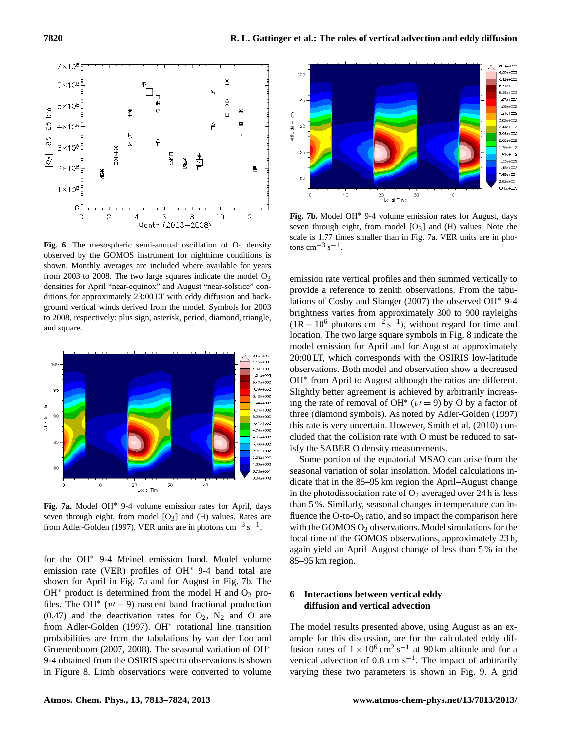**Fig. 6.** The mesospheric semi-annual oscillation of $O_3$ density observed by the GOMOS instrument for nighttime conditions is shown. Monthly averages are included where available for years from 2003 to 2008. The two large squares indicate the model $O_3$ densities for April "near-equinox" and August "near-solstice" conditions for approximately 23:00 LT with eddy diffusion and background vertical winds derived from the model. Symbols for 2003 to 2008, respectively: plus sign, asterisk, period, diamond, triangle, and square.

**Fig. 7a.** Model $OH^*$ 9-4 volume emission rates for April, days seven through eight, from model $[O_3]$ and (H) values. Rates are from Adler-Golden (1997). VER units are in photons $cm^{-3}\,s^{-1}$.

for the $OH^*$ 9-4 Meinel emission band. Model volume emission rate (VER) profiles of $OH^*$ 9-4 band total are shown for April in Fig. 7a and for August in Fig. 7b. The $OH^*$ product is determined from the model H and $O_3$ profiles. The $OH^*$ ($v\prime = 9$) nascent band fractional production (0.47) and the deactivation rates for $O_2$, $N_2$ and O are from Adler-Golden (1997). $OH^*$ rotational line transition probabilities are from the tabulations by van der Loo and Groenenboom (2007, 2008). The seasonal variation of $OH^*$ 9-4 obtained from the OSIRIS spectra observations is shown in Figure 8. Limb observations were converted to volume

**Fig. 7b.** Model $OH^*$ 9-4 volume emission rates for August, days seven through eight, from model $[O_3]$ and (H) values. Note the scale is 1.77 times smaller than in Fig. 7a. VER units are in photons $cm^{-3}\,s^{-1}$.

emission rate vertical profiles and then summed vertically to provide a reference to zenith observations. From the tabulations of Cosby and Slanger (2007) the observed $OH^*$ 9-4 brightness varies from approximately 300 to 900 rayleighs ($1R = 10^6$ photons $cm^{-2}\,s^{-1}$), without regard for time and location. The two large square symbols in Fig. 8 indicate the model emission for April and for August at approximately 20:00 LT, which corresponds with the OSIRIS low-latitude observations. Both model and observation show a decreased $OH^*$ from April to August although the ratios are different. Slightly better agreement is achieved by arbitrarily increasing the rate of removal of $OH^*$ ($v\prime = 9$) by O by a factor of three (diamond symbols). As noted by Adler-Golden (1997) this rate is very uncertain. However, Smith et al. (2010) concluded that the collision rate with O must be reduced to satisfy the SABER O density measurements.

Some portion of the equatorial MSAO can arise from the seasonal variation of solar insolation. Model calculations indicate that in the 85–95 km region the April–August change in the photodissociation rate of $O_2$ averaged over 24 h is less than 5 %. Similarly, seasonal changes in temperature can influence the O-to-$O_3$ ratio, and so impact the comparison here with the GOMOS $O_3$ observations. Model simulations for the local time of the GOMOS observations, approximately 23 h, again yield an April–August change of less than 5 % in the 85–95 km region.

## 6 Interactions between vertical eddy diffusion and vertical advection

The model results presented above, using August as an example for this discussion, are for the calculated eddy diffusion rates of $1 \times 10^6\,cm^2\,s^{-1}$ at 90 km altitude and for a vertical advection of 0.8 cm $s^{-1}$. The impact of arbitrarily varying these two parameters is shown in Fig. 9. A grid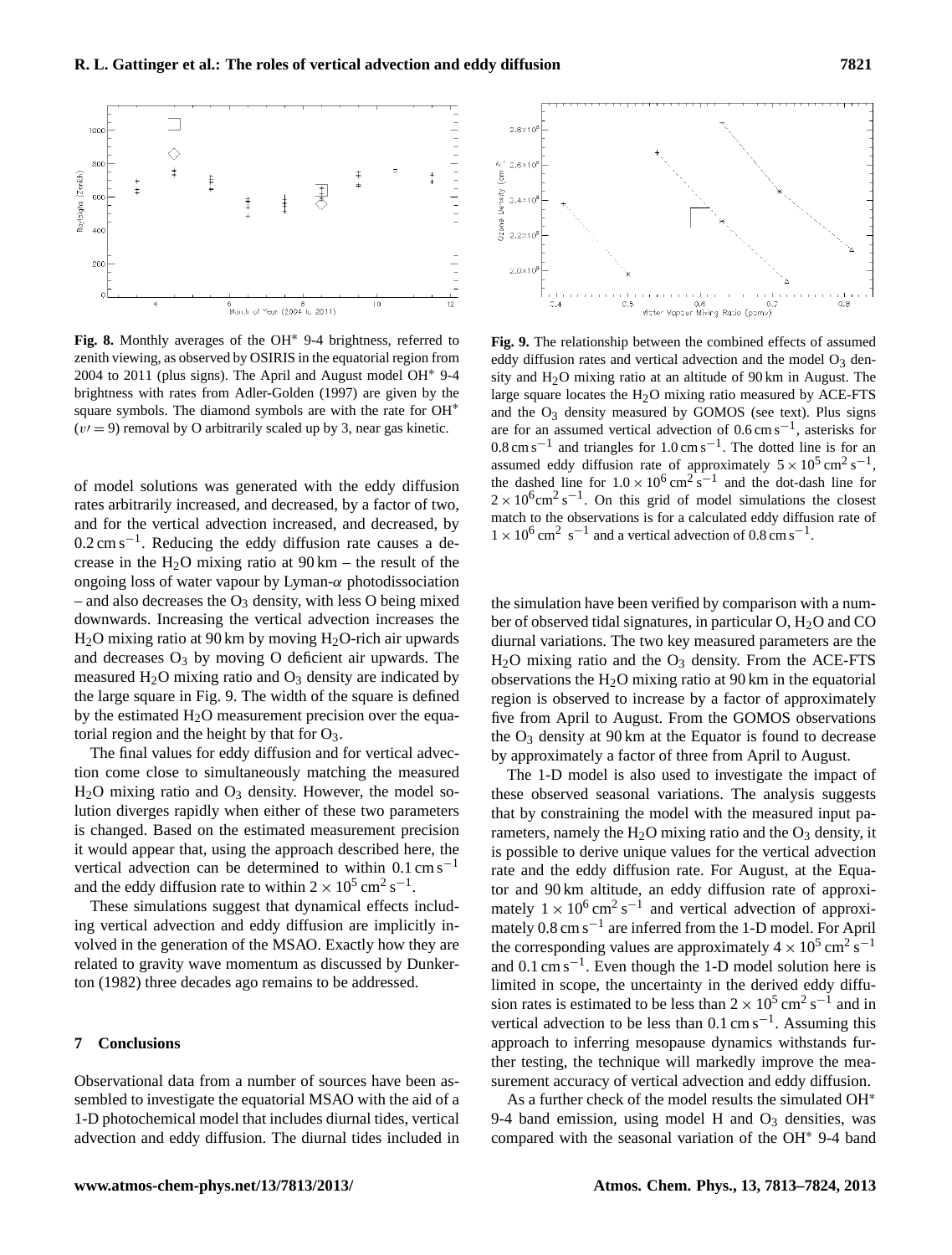**Fig. 8.** Monthly averages of the $OH^*$ 9-4 brightness, referred to zenith viewing, as observed by OSIRIS in the equatorial region from 2004 to 2011 (plus signs). The April and August model $OH^*$ 9-4 brightness with rates from Adler-Golden (1997) are given by the square symbols. The diamond symbols are with the rate for $OH^*$ ($v\prime = 9$) removal by O arbitrarily scaled up by 3, near gas kinetic.

**Fig. 9.** The relationship between the combined effects of assumed eddy diffusion rates and vertical advection and the model $O_3$ density and $H_2O$ mixing ratio at an altitude of 90 km in August. The large square locates the $H_2O$ mixing ratio measured by ACE-FTS and the $O_3$ density measured by GOMOS (see text). Plus signs are for an assumed vertical advection of $0.6\,\mathrm{cm\,s^{-1}}$, asterisks for $0.8\,\mathrm{cm\,s^{-1}}$ and triangles for $1.0\,\mathrm{cm\,s^{-1}}$. The dotted line is for an assumed eddy diffusion rate of approximately $5 \times 10^5\,\mathrm{cm^2\,s^{-1}}$, the dashed line for $1.0 \times 10^6\,\mathrm{cm^2\,s^{-1}}$ and the dot-dash line for $2 \times 10^6\mathrm{cm^2\,s^{-1}}$. On this grid of model simulations the closest match to the observations is for a calculated eddy diffusion rate of $1 \times 10^6\,\mathrm{cm^2\ s^{-1}}$ and a vertical advection of $0.8\,\mathrm{cm\,s^{-1}}$.

of model solutions was generated with the eddy diffusion rates arbitrarily increased, and decreased, by a factor of two, and for the vertical advection increased, and decreased, by $0.2\,\mathrm{cm\,s^{-1}}$. Reducing the eddy diffusion rate causes a decrease in the $H_2O$ mixing ratio at 90 km – the result of the ongoing loss of water vapour by Lyman-$\alpha$ photodissociation – and also decreases the $O_3$ density, with less O being mixed downwards. Increasing the vertical advection increases the $H_2O$ mixing ratio at 90 km by moving $H_2O$-rich air upwards and decreases $O_3$ by moving O deficient air upwards. The measured $H_2O$ mixing ratio and $O_3$ density are indicated by the large square in Fig. 9. The width of the square is defined by the estimated $H_2O$ measurement precision over the equatorial region and the height by that for $O_3$.

The final values for eddy diffusion and for vertical advection come close to simultaneously matching the measured $H_2O$ mixing ratio and $O_3$ density. However, the model solution diverges rapidly when either of these two parameters is changed. Based on the estimated measurement precision it would appear that, using the approach described here, the vertical advection can be determined to within $0.1\,\mathrm{cm\,s^{-1}}$ and the eddy diffusion rate to within $2 \times 10^5\,\mathrm{cm^2\,s^{-1}}$.

These simulations suggest that dynamical effects including vertical advection and eddy diffusion are implicitly involved in the generation of the MSAO. Exactly how they are related to gravity wave momentum as discussed by Dunkerton (1982) three decades ago remains to be addressed.

## 7 Conclusions

Observational data from a number of sources have been assembled to investigate the equatorial MSAO with the aid of a 1-D photochemical model that includes diurnal tides, vertical advection and eddy diffusion. The diurnal tides included in the simulation have been verified by comparison with a number of observed tidal signatures, in particular O, $H_2O$ and CO diurnal variations. The two key measured parameters are the $H_2O$ mixing ratio and the $O_3$ density. From the ACE-FTS observations the $H_2O$ mixing ratio at 90 km in the equatorial region is observed to increase by a factor of approximately five from April to August. From the GOMOS observations the $O_3$ density at 90 km at the Equator is found to decrease by approximately a factor of three from April to August.

The 1-D model is also used to investigate the impact of these observed seasonal variations. The analysis suggests that by constraining the model with the measured input parameters, namely the $H_2O$ mixing ratio and the $O_3$ density, it is possible to derive unique values for the vertical advection rate and the eddy diffusion rate. For August, at the Equator and 90 km altitude, an eddy diffusion rate of approximately $1 \times 10^6\,\mathrm{cm^2\,s^{-1}}$ and vertical advection of approximately $0.8\,\mathrm{cm\,s^{-1}}$ are inferred from the 1-D model. For April the corresponding values are approximately $4 \times 10^5\,\mathrm{cm^2\,s^{-1}}$ and $0.1\,\mathrm{cm\,s^{-1}}$. Even though the 1-D model solution here is limited in scope, the uncertainty in the derived eddy diffusion rates is estimated to be less than $2 \times 10^5\,\mathrm{cm^2\,s^{-1}}$ and in vertical advection to be less than $0.1\,\mathrm{cm\,s^{-1}}$. Assuming this approach to inferring mesopause dynamics withstands further testing, the technique will markedly improve the measurement accuracy of vertical advection and eddy diffusion.

As a further check of the model results the simulated $OH^*$ 9-4 band emission, using model H and $O_3$ densities, was compared with the seasonal variation of the $OH^*$ 9-4 band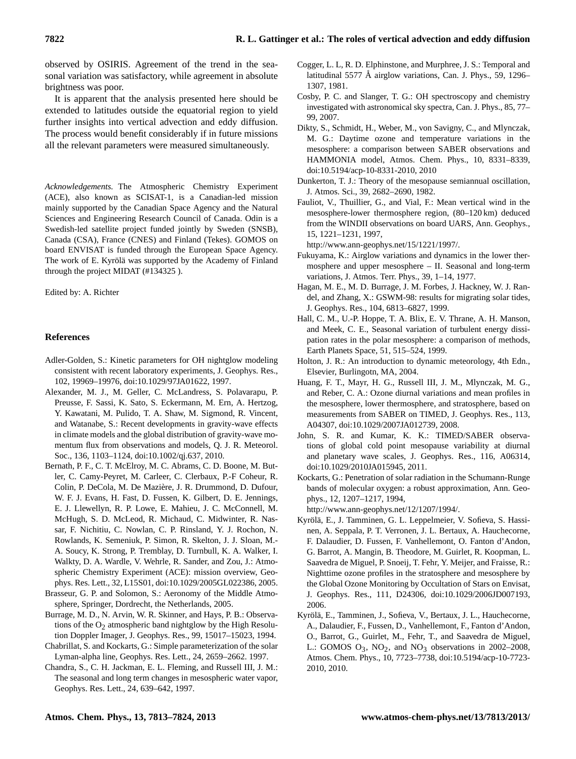observed by OSIRIS. Agreement of the trend in the seasonal variation was satisfactory, while agreement in absolute brightness was poor.

It is apparent that the analysis presented here should be extended to latitudes outside the equatorial region to yield further insights into vertical advection and eddy diffusion. The process would benefit considerably if in future missions all the relevant parameters were measured simultaneously.

*Acknowledgements.* The Atmospheric Chemistry Experiment (ACE), also known as SCISAT-1, is a Canadian-led mission mainly supported by the Canadian Space Agency and the Natural Sciences and Engineering Research Council of Canada. Odin is a Swedish-led satellite project funded jointly by Sweden (SNSB), Canada (CSA), France (CNES) and Finland (Tekes). GOMOS on board ENVISAT is funded through the European Space Agency. The work of E. Kyrölä was supported by the Academy of Finland through the project MIDAT (#134325 ).

Edited by: A. Richter

## References

Adler-Golden, S.: Kinetic parameters for OH nightglow modeling consistent with recent laboratory experiments, J. Geophys. Res., 102, 19969–19976, doi:10.1029/97JA01622, 1997.

Alexander, M. J., M. Geller, C. McLandress, S. Polavarapu, P. Preusse, F. Sassi, K. Sato, S. Eckermann, M. Ern, A. Hertzog, Y. Kawatani, M. Pulido, T. A. Shaw, M. Sigmond, R. Vincent, and Watanabe, S.: Recent developments in gravity-wave effects in climate models and the global distribution of gravity-wave momentum flux from observations and models, Q. J. R. Meteorol. Soc., 136, 1103–1124, doi:10.1002/qj.637, 2010.

Bernath, P. F., C. T. McElroy, M. C. Abrams, C. D. Boone, M. Butler, C. Camy-Peyret, M. Carleer, C. Clerbaux, P.-F Coheur, R. Colin, P. DeCola, M. De Mazière, J. R. Drummond, D. Dufour, W. F. J. Evans, H. Fast, D. Fussen, K. Gilbert, D. E. Jennings, E. J. Llewellyn, R. P. Lowe, E. Mahieu, J. C. McConnell, M. McHugh, S. D. McLeod, R. Michaud, C. Midwinter, R. Nassar, F. Nichitiu, C. Nowlan, C. P. Rinsland, Y. J. Rochon, N. Rowlands, K. Semeniuk, P. Simon, R. Skelton, J. J. Sloan, M.-A. Soucy, K. Strong, P. Tremblay, D. Turnbull, K. A. Walker, I. Walkty, D. A. Wardle, V. Wehrle, R. Sander, and Zou, J.: Atmospheric Chemistry Experiment (ACE): mission overview, Geophys. Res. Lett., 32, L15S01, doi:10.1029/2005GL022386, 2005.

Brasseur, G. P. and Solomon, S.: Aeronomy of the Middle Atmosphere, Springer, Dordrecht, the Netherlands, 2005.

Burrage, M. D., N. Arvin, W. R. Skinner, and Hays, P. B.: Observations of the $O_2$ atmospheric band nightglow by the High Resolution Doppler Imager, J. Geophys. Res., 99, 15017–15023, 1994.

Chabrillat, S. and Kockarts, G.: Simple parameterization of the solar Lyman-alpha line, Geophys. Res. Lett., 24, 2659–2662. 1997.

Chandra, S., C. H. Jackman, E. L. Fleming, and Russell III, J. M.: The seasonal and long term changes in mesospheric water vapor, Geophys. Res. Lett., 24, 639–642, 1997.

Cogger, L. L, R. D. Elphinstone, and Murphree, J. S.: Temporal and latitudinal 5577 Å airglow variations, Can. J. Phys., 59, 1296–1307, 1981.

Cosby, P. C. and Slanger, T. G.: OH spectroscopy and chemistry investigated with astronomical sky spectra, Can. J. Phys., 85, 77–99, 2007.

Dikty, S., Schmidt, H., Weber, M., von Savigny, C., and Mlynczak, M. G.: Daytime ozone and temperature variations in the mesosphere: a comparison between SABER observations and HAMMONIA model, Atmos. Chem. Phys., 10, 8331–8339, doi:10.5194/acp-10-8331-2010, 2010

Dunkerton, T. J.: Theory of the mesopause semiannual oscillation, J. Atmos. Sci., 39, 2682–2690, 1982.

Fauliot, V., Thuillier, G., and Vial, F.: Mean vertical wind in the mesosphere-lower thermosphere region, (80–120 km) deduced from the WINDII observations on board UARS, Ann. Geophys., 15, 1221–1231, 1997, http://www.ann-geophys.net/15/1221/1997/.

Fukuyama, K.: Airglow variations and dynamics in the lower thermosphere and upper mesosphere – II. Seasonal and long-term variations, J. Atmos. Terr. Phys., 39, 1–14, 1977.

Hagan, M. E., M. D. Burrage, J. M. Forbes, J. Hackney, W. J. Randel, and Zhang, X.: GSWM-98: results for migrating solar tides, J. Geophys. Res., 104, 6813–6827, 1999.

Hall, C. M., U.-P. Hoppe, T. A. Blix, E. V. Thrane, A. H. Manson, and Meek, C. E., Seasonal variation of turbulent energy dissipation rates in the polar mesosphere: a comparison of methods, Earth Planets Space, 51, 515–524, 1999.

Holton, J. R.: An introduction to dynamic meteorology, 4th Edn., Elsevier, Burlingotn, MA, 2004.

Huang, F. T., Mayr, H. G., Russell III, J. M., Mlynczak, M. G., and Reber, C. A.: Ozone diurnal variations and mean profiles in the mesosphere, lower thermosphere, and stratosphere, based on measurements from SABER on TIMED, J. Geophys. Res., 113, A04307, doi:10.1029/2007JA012739, 2008.

John, S. R. and Kumar, K. K.: TIMED/SABER observations of global cold point mesopause variability at diurnal and planetary wave scales, J. Geophys. Res., 116, A06314, doi:10.1029/2010JA015945, 2011.

Kockarts, G.: Penetration of solar radiation in the Schumann-Runge bands of molecular oxygen: a robust approximation, Ann. Geophys., 12, 1207–1217, 1994, http://www.ann-geophys.net/12/1207/1994/.

Kyrölä, E., J. Tamminen, G. L. Leppelmeier, V. Sofieva, S. Hassinen, A. Seppala, P. T. Verronen, J. L. Bertaux, A. Hauchecorne, F. Dalaudier, D. Fussen, F. Vanhellemont, O. Fanton d'Andon, G. Barrot, A. Mangin, B. Theodore, M. Guirlet, R. Koopman, L. Saavedra de Miguel, P. Snoeij, T. Fehr, Y. Meijer, and Fraisse, R.: Nighttime ozone profiles in the stratosphere and mesosphere by the Global Ozone Monitoring by Occultation of Stars on Envisat, J. Geophys. Res., 111, D24306, doi:10.1029/2006JD007193, 2006.

Kyrölä, E., Tamminen, J., Sofieva, V., Bertaux, J. L., Hauchecorne, A., Dalaudier, F., Fussen, D., Vanhellemont, F., Fanton d'Andon, O., Barrot, G., Guirlet, M., Fehr, T., and Saavedra de Miguel, L.: GOMOS $O_3$, $NO_2$, and $NO_3$ observations in 2002–2008, Atmos. Chem. Phys., 10, 7723–7738, doi:10.5194/acp-10-7723-2010, 2010.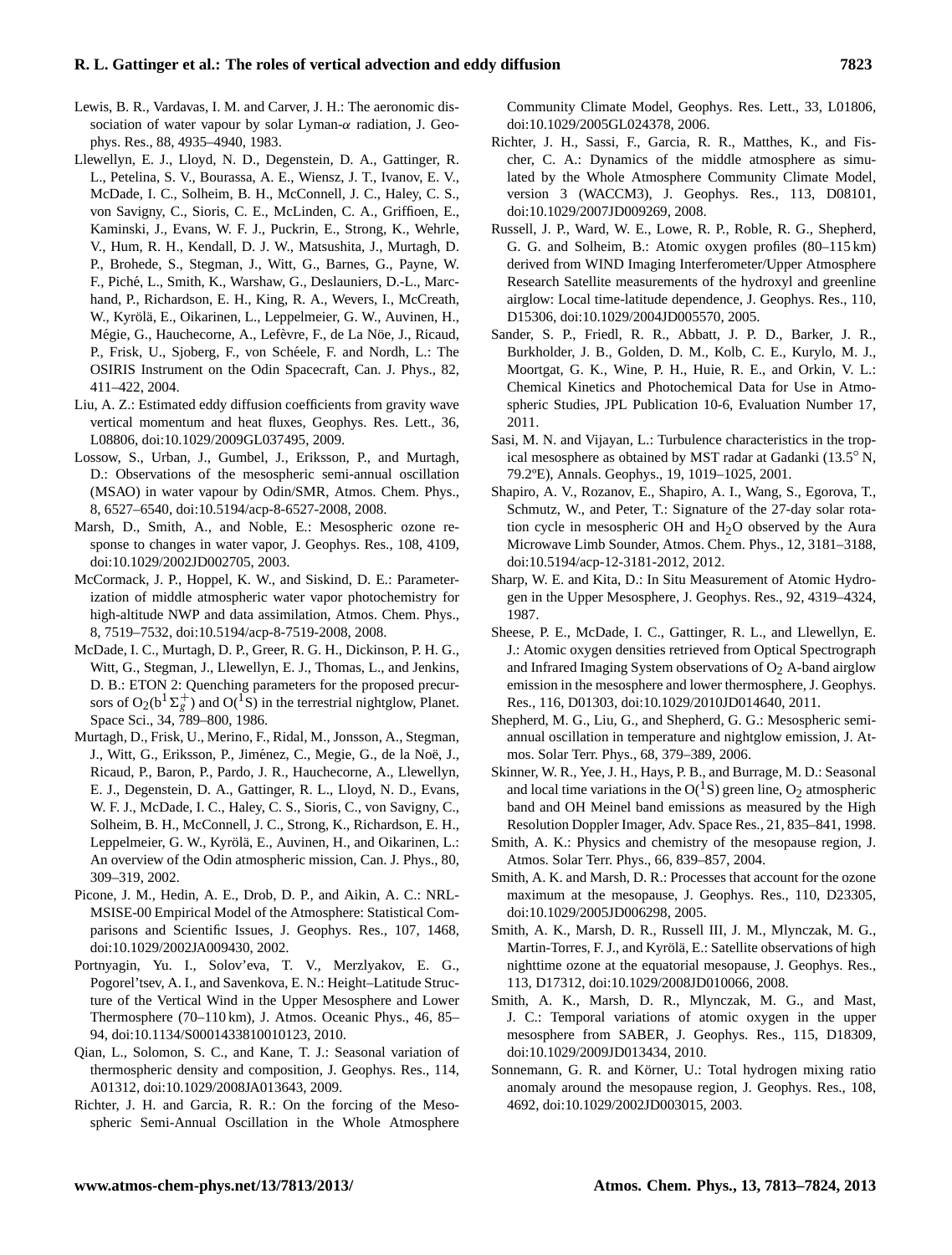Lewis, B. R., Vardavas, I. M. and Carver, J. H.: The aeronomic dissociation of water vapour by solar Lyman-$\alpha$ radiation, J. Geophys. Res., 88, 4935–4940, 1983.

Llewellyn, E. J., Lloyd, N. D., Degenstein, D. A., Gattinger, R. L., Petelina, S. V., Bourassa, A. E., Wiensz, J. T., Ivanov, E. V., McDade, I. C., Solheim, B. H., McConnell, J. C., Haley, C. S., von Savigny, C., Sioris, C. E., McLinden, C. A., Griffioen, E., Kaminski, J., Evans, W. F. J., Puckrin, E., Strong, K., Wehrle, V., Hum, R. H., Kendall, D. J. W., Matsushita, J., Murtagh, D. P., Brohede, S., Stegman, J., Witt, G., Barnes, G., Payne, W. F., Piché, L., Smith, K., Warshaw, G., Deslauniers, D.-L., Marchand, P., Richardson, E. H., King, R. A., Wevers, I., McCreath, W., Kyrölä, E., Oikarinen, L., Leppelmeier, G. W., Auvinen, H., Mégie, G., Hauchecorne, A., Lefèvre, F., de La Nöe, J., Ricaud, P., Frisk, U., Sjoberg, F., von Schéele, F. and Nordh, L.: The OSIRIS Instrument on the Odin Spacecraft, Can. J. Phys., 82, 411–422, 2004.

Liu, A. Z.: Estimated eddy diffusion coefficients from gravity wave vertical momentum and heat fluxes, Geophys. Res. Lett., 36, L08806, doi:10.1029/2009GL037495, 2009.

Lossow, S., Urban, J., Gumbel, J., Eriksson, P., and Murtagh, D.: Observations of the mesospheric semi-annual oscillation (MSAO) in water vapour by Odin/SMR, Atmos. Chem. Phys., 8, 6527–6540, doi:10.5194/acp-8-6527-2008, 2008.

Marsh, D., Smith, A., and Noble, E.: Mesospheric ozone response to changes in water vapor, J. Geophys. Res., 108, 4109, doi:10.1029/2002JD002705, 2003.

McCormack, J. P., Hoppel, K. W., and Siskind, D. E.: Parameterization of middle atmospheric water vapor photochemistry for high-altitude NWP and data assimilation, Atmos. Chem. Phys., 8, 7519–7532, doi:10.5194/acp-8-7519-2008, 2008.

McDade, I. C., Murtagh, D. P., Greer, R. G. H., Dickinson, P. H. G., Witt, G., Stegman, J., Llewellyn, E. J., Thomas, L., and Jenkins, D. B.: ETON 2: Quenching parameters for the proposed precursors of $O_2(b^1\Sigma_g^+)$ and $O(^1S)$ in the terrestrial nightglow, Planet. Space Sci., 34, 789–800, 1986.

Murtagh, D., Frisk, U., Merino, F., Ridal, M., Jonsson, A., Stegman, J., Witt, G., Eriksson, P., Jiménez, C., Megie, G., de la Noë, J., Ricaud, P., Baron, P., Pardo, J. R., Hauchecorne, A., Llewellyn, E. J., Degenstein, D. A., Gattinger, R. L., Lloyd, N. D., Evans, W. F. J., McDade, I. C., Haley, C. S., Sioris, C., von Savigny, C., Solheim, B. H., McConnell, J. C., Strong, K., Richardson, E. H., Leppelmeier, G. W., Kyrölä, E., Auvinen, H., and Oikarinen, L.: An overview of the Odin atmospheric mission, Can. J. Phys., 80, 309–319, 2002.

Picone, J. M., Hedin, A. E., Drob, D. P., and Aikin, A. C.: NRL-MSISE-00 Empirical Model of the Atmosphere: Statistical Comparisons and Scientific Issues, J. Geophys. Res., 107, 1468, doi:10.1029/2002JA009430, 2002.

Portnyagin, Yu. I., Solov'eva, T. V., Merzlyakov, E. G., Pogorel'tsev, A. I., and Savenkova, E. N.: Height–Latitude Structure of the Vertical Wind in the Upper Mesosphere and Lower Thermosphere (70–110 km), J. Atmos. Oceanic Phys., 46, 85–94, doi:10.1134/S0001433810010123, 2010.

Qian, L., Solomon, S. C., and Kane, T. J.: Seasonal variation of thermospheric density and composition, J. Geophys. Res., 114, A01312, doi:10.1029/2008JA013643, 2009.

Richter, J. H. and Garcia, R. R.: On the forcing of the Mesospheric Semi-Annual Oscillation in the Whole Atmosphere Community Climate Model, Geophys. Res. Lett., 33, L01806, doi:10.1029/2005GL024378, 2006.

Richter, J. H., Sassi, F., Garcia, R. R., Matthes, K., and Fischer, C. A.: Dynamics of the middle atmosphere as simulated by the Whole Atmosphere Community Climate Model, version 3 (WACCM3), J. Geophys. Res., 113, D08101, doi:10.1029/2007JD009269, 2008.

Russell, J. P., Ward, W. E., Lowe, R. P., Roble, R. G., Shepherd, G. G. and Solheim, B.: Atomic oxygen profiles (80–115 km) derived from WIND Imaging Interferometer/Upper Atmosphere Research Satellite measurements of the hydroxyl and greenline airglow: Local time-latitude dependence, J. Geophys. Res., 110, D15306, doi:10.1029/2004JD005570, 2005.

Sander, S. P., Friedl, R. R., Abbatt, J. P. D., Barker, J. R., Burkholder, J. B., Golden, D. M., Kolb, C. E., Kurylo, M. J., Moortgat, G. K., Wine, P. H., Huie, R. E., and Orkin, V. L.: Chemical Kinetics and Photochemical Data for Use in Atmospheric Studies, JPL Publication 10-6, Evaluation Number 17, 2011.

Sasi, M. N. and Vijayan, L.: Turbulence characteristics in the tropical mesosphere as obtained by MST radar at Gadanki (13.5° N, 79.2ºE), Annals. Geophys., 19, 1019–1025, 2001.

Shapiro, A. V., Rozanov, E., Shapiro, A. I., Wang, S., Egorova, T., Schmutz, W., and Peter, T.: Signature of the 27-day solar rotation cycle in mesospheric OH and $H_2O$ observed by the Aura Microwave Limb Sounder, Atmos. Chem. Phys., 12, 3181–3188, doi:10.5194/acp-12-3181-2012, 2012.

Sharp, W. E. and Kita, D.: In Situ Measurement of Atomic Hydrogen in the Upper Mesosphere, J. Geophys. Res., 92, 4319–4324, 1987.

Sheese, P. E., McDade, I. C., Gattinger, R. L., and Llewellyn, E. J.: Atomic oxygen densities retrieved from Optical Spectrograph and Infrared Imaging System observations of $O_2$ A-band airglow emission in the mesosphere and lower thermosphere, J. Geophys. Res., 116, D01303, doi:10.1029/2010JD014640, 2011.

Shepherd, M. G., Liu, G., and Shepherd, G. G.: Mesospheric semi-annual oscillation in temperature and nightglow emission, J. Atmos. Solar Terr. Phys., 68, 379–389, 2006.

Skinner, W. R., Yee, J. H., Hays, P. B., and Burrage, M. D.: Seasonal and local time variations in the $O(^1S)$ green line, $O_2$ atmospheric band and OH Meinel band emissions as measured by the High Resolution Doppler Imager, Adv. Space Res., 21, 835–841, 1998.

Smith, A. K.: Physics and chemistry of the mesopause region, J. Atmos. Solar Terr. Phys., 66, 839–857, 2004.

Smith, A. K. and Marsh, D. R.: Processes that account for the ozone maximum at the mesopause, J. Geophys. Res., 110, D23305, doi:10.1029/2005JD006298, 2005.

Smith, A. K., Marsh, D. R., Russell III, J. M., Mlynczak, M. G., Martin-Torres, F. J., and Kyrölä, E.: Satellite observations of high nighttime ozone at the equatorial mesopause, J. Geophys. Res., 113, D17312, doi:10.1029/2008JD010066, 2008.

Smith, A. K., Marsh, D. R., Mlynczak, M. G., and Mast, J. C.: Temporal variations of atomic oxygen in the upper mesosphere from SABER, J. Geophys. Res., 115, D18309, doi:10.1029/2009JD013434, 2010.

Sonnemann, G. R. and Körner, U.: Total hydrogen mixing ratio anomaly around the mesopause region, J. Geophys. Res., 108, 4692, doi:10.1029/2002JD003015, 2003.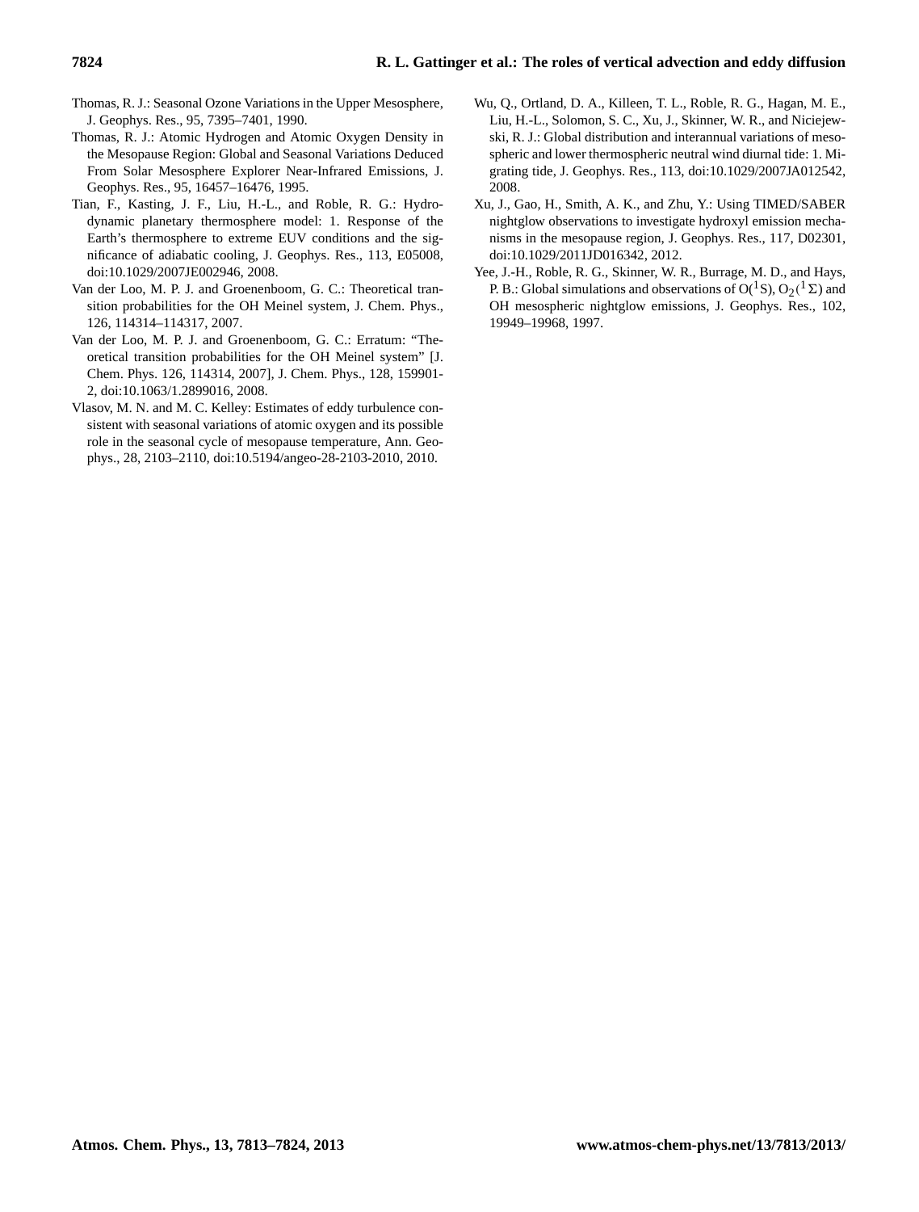Thomas, R. J.: Seasonal Ozone Variations in the Upper Mesosphere, J. Geophys. Res., 95, 7395–7401, 1990.

Thomas, R. J.: Atomic Hydrogen and Atomic Oxygen Density in the Mesopause Region: Global and Seasonal Variations Deduced From Solar Mesosphere Explorer Near-Infrared Emissions, J. Geophys. Res., 95, 16457–16476, 1995.

Tian, F., Kasting, J. F., Liu, H.-L., and Roble, R. G.: Hydrodynamic planetary thermosphere model: 1. Response of the Earth's thermosphere to extreme EUV conditions and the significance of adiabatic cooling, J. Geophys. Res., 113, E05008, doi:10.1029/2007JE002946, 2008.

Van der Loo, M. P. J. and Groenenboom, G. C.: Theoretical transition probabilities for the OH Meinel system, J. Chem. Phys., 126, 114314–114317, 2007.

Van der Loo, M. P. J. and Groenenboom, G. C.: Erratum: "Theoretical transition probabilities for the OH Meinel system" [J. Chem. Phys. 126, 114314, 2007], J. Chem. Phys., 128, 159901-2, doi:10.1063/1.2899016, 2008.

Vlasov, M. N. and M. C. Kelley: Estimates of eddy turbulence consistent with seasonal variations of atomic oxygen and its possible role in the seasonal cycle of mesopause temperature, Ann. Geophys., 28, 2103–2110, doi:10.5194/angeo-28-2103-2010, 2010.

Wu, Q., Ortland, D. A., Killeen, T. L., Roble, R. G., Hagan, M. E., Liu, H.-L., Solomon, S. C., Xu, J., Skinner, W. R., and Niciejewski, R. J.: Global distribution and interannual variations of mesospheric and lower thermospheric neutral wind diurnal tide: 1. Migrating tide, J. Geophys. Res., 113, doi:10.1029/2007JA012542, 2008.

Xu, J., Gao, H., Smith, A. K., and Zhu, Y.: Using TIMED/SABER nightglow observations to investigate hydroxyl emission mechanisms in the mesopause region, J. Geophys. Res., 117, D02301, doi:10.1029/2011JD016342, 2012.

Yee, J.-H., Roble, R. G., Skinner, W. R., Burrage, M. D., and Hays, P. B.: Global simulations and observations of $O(^1S)$, $O_2(^1\Sigma)$ and OH mesospheric nightglow emissions, J. Geophys. Res., 102, 19949–19968, 1997.